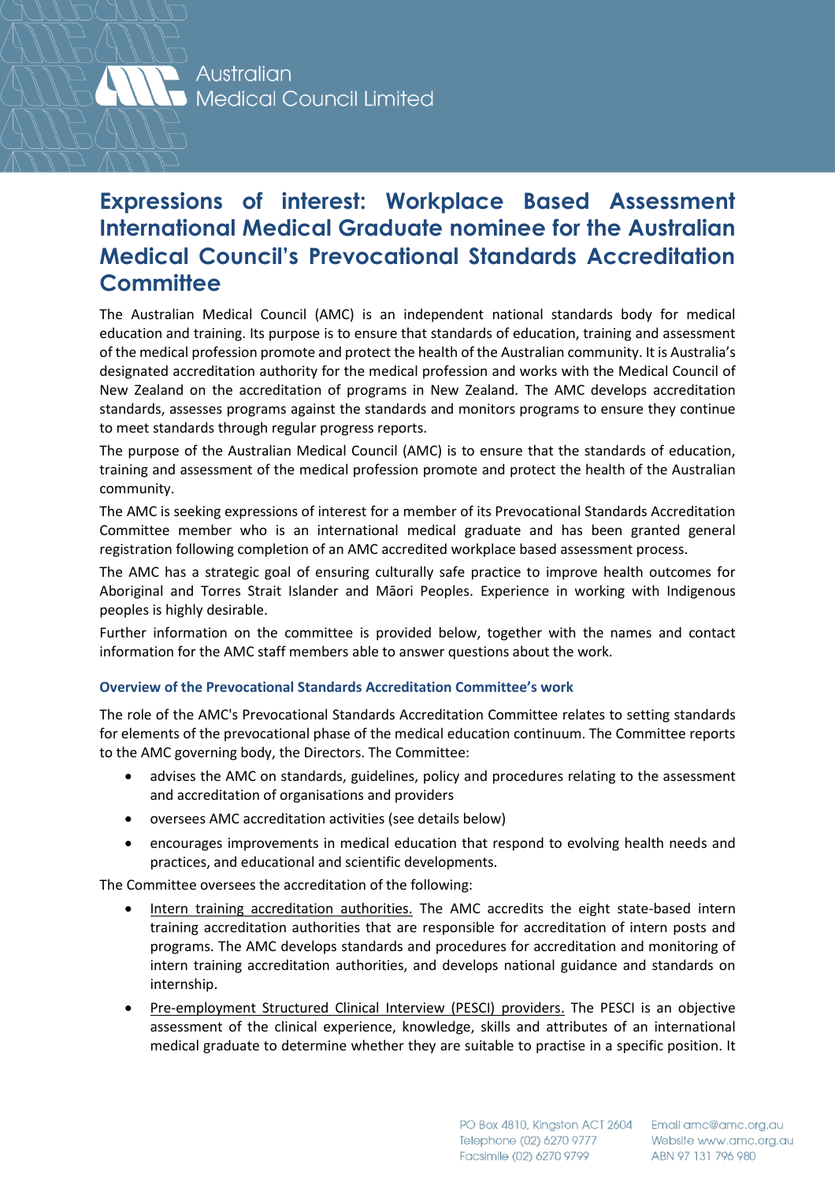# Expressions of interest: Workplace Based Assessment International Medical Graduate nominee for the Australian Medical Council's Prevocational Standards Accreditation Committee

The Australian Medical Council (AMC) is an independent national standards body for medical education and training. Its purpose is to ensure that standards of education, training and assessment of the medical profession promote and protect the health of the Australian community. It is Australia's designated accreditation authority for the medical profession and works with the Medical Council of New Zealand on the accreditation of programs in New Zealand. The AMC develops accreditation standards, assesses programs against the standards and monitors programs to ensure they continue to meet standards through regular progress reports.

The purpose of the Australian Medical Council (AMC) is to ensure that the standards of education, training and assessment of the medical profession promote and protect the health of the Australian community.

The AMC is seeking expressions of interest for a member of its Prevocational Standards Accreditation Committee member who is an international medical graduate and has been granted general registration following completion of an AMC accredited workplace based assessment process.

The AMC has a strategic goal of ensuring culturally safe practice to improve health outcomes for Aboriginal and Torres Strait Islander and Māori Peoples. Experience in working with Indigenous peoples is highly desirable.

Further information on the committee is provided below, together with the names and contact information for the AMC staff members able to answer questions about the work.

### Overview of the Prevocational Standards Accreditation Committee's work

The role of the AMC's Prevocational Standards Accreditation Committee relates to setting standards for elements of the prevocational phase of the medical education continuum. The Committee reports to the AMC governing body, the Directors. The Committee:

- advises the AMC on standards, guidelines, policy and procedures relating to the assessment and accreditation of organisations and providers
- oversees AMC accreditation activities (see details below)
- encourages improvements in medical education that respond to evolving health needs and practices, and educational and scientific developments.

The Committee oversees the accreditation of the following:

- Intern training accreditation authorities. The AMC accredits the eight state-based intern training accreditation authorities that are responsible for accreditation of intern posts and programs. The AMC develops standards and procedures for accreditation and monitoring of intern training accreditation authorities, and develops national guidance and standards on internship.
- Pre-employment Structured Clinical Interview (PESCI) providers. The PESCI is an objective assessment of the clinical experience, knowledge, skills and attributes of an international medical graduate to determine whether they are suitable to practise in a specific position. It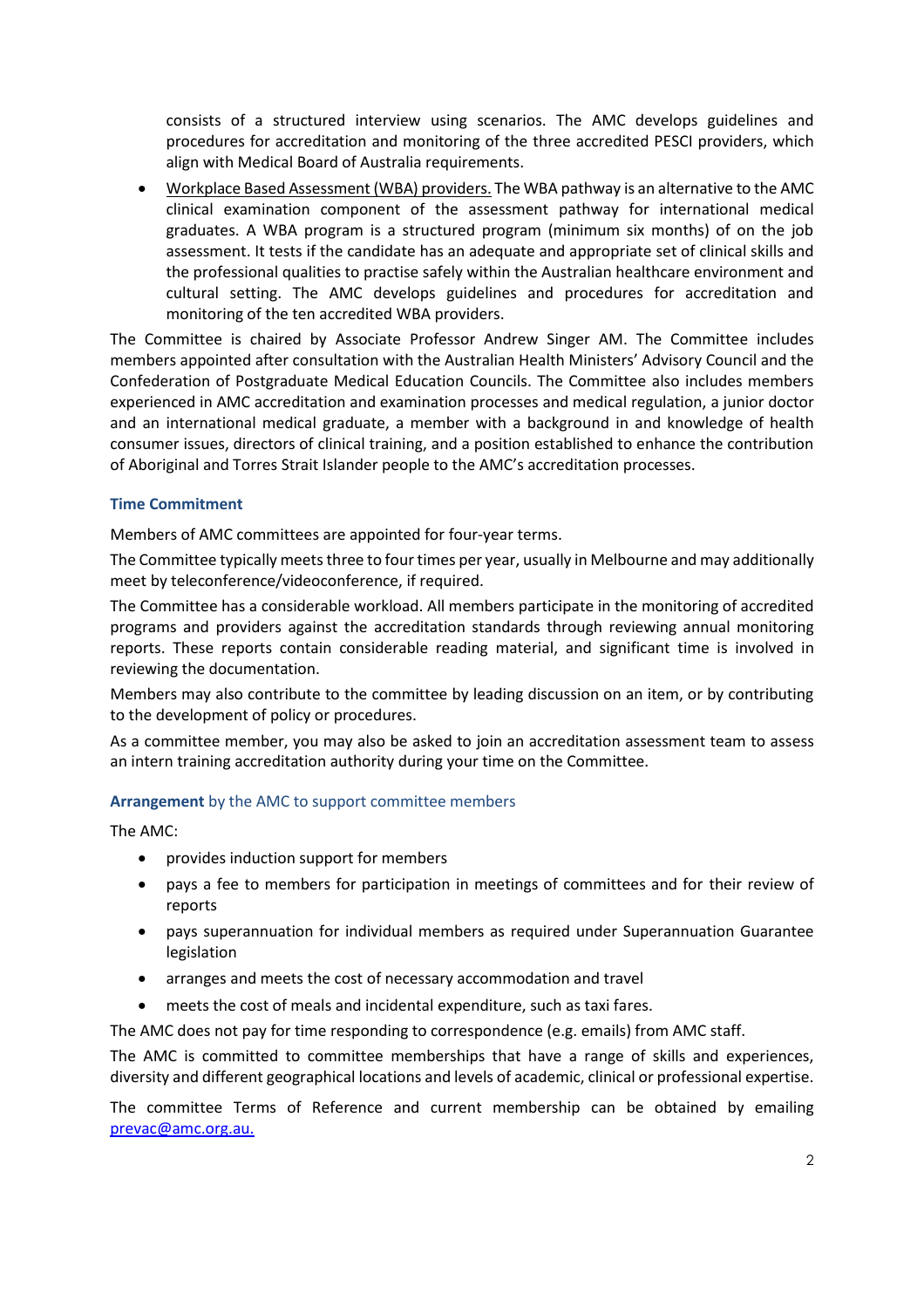consists of a structured interview using scenarios. The AMC develops guidelines and procedures for accreditation and monitoring of the three accredited PESCI providers, which align with Medical Board of Australia requirements.

- Workplace Based Assessment (WBA) providers. The WBA pathway is an alternative to the AMC clinical examination component of the assessment pathway for international medical graduates. A WBA program is a structured program (minimum six months) of on the job assessment. It tests if the candidate has an adequate and appropriate set of clinical skills and the professional qualities to practise safely within the Australian healthcare environment and cultural setting. The AMC develops guidelines and procedures for accreditation and monitoring of the ten accredited WBA providers.

The Committee is chaired by Associate Professor Andrew Singer AM. The Committee includes members appointed after consultation with the Australian Health Ministers' Advisory Council and the Confederation of Postgraduate Medical Education Councils. The Committee also includes members experienced in AMC accreditation and examination processes and medical regulation, a junior doctor and an international medical graduate, a member with a background in and knowledge of health consumer issues, directors of clinical training, and a position established to enhance the contribution of Aboriginal and Torres Strait Islander people to the AMC's accreditation processes.

### Time Commitment

Members of AMC committees are appointed for four-year terms.

The Committee typically meets three to four times per year, usually in Melbourne and may additionally meet by teleconference/videoconference, if required.

The Committee has a considerable workload. All members participate in the monitoring of accredited programs and providers against the accreditation standards through reviewing annual monitoring reports. These reports contain considerable reading material, and significant time is involved in reviewing the documentation.

Members may also contribute to the committee by leading discussion on an item, or by contributing to the development of policy or procedures.

As a committee member, you may also be asked to join an accreditation assessment team to assess an intern training accreditation authority during your time on the Committee.

### **Arrangement** by the AMC to support committee members

The AMC:

- provides induction support for members
- pays a fee to members for participation in meetings of committees and for their review of reports
- pays superannuation for individual members as required under Superannuation Guarantee legislation
- arranges and meets the cost of necessary accommodation and travel
- meets the cost of meals and incidental expenditure, such as taxi fares.

The AMC does not pay for time responding to correspondence (e.g. emails) from AMC staff.

The AMC is committed to committee memberships that have a range of skills and experiences, diversity and different geographical locations and levels of academic, clinical or professional expertise.

The committee Terms of Reference and current membership can be obtained by emailing prevac@amc.org.au.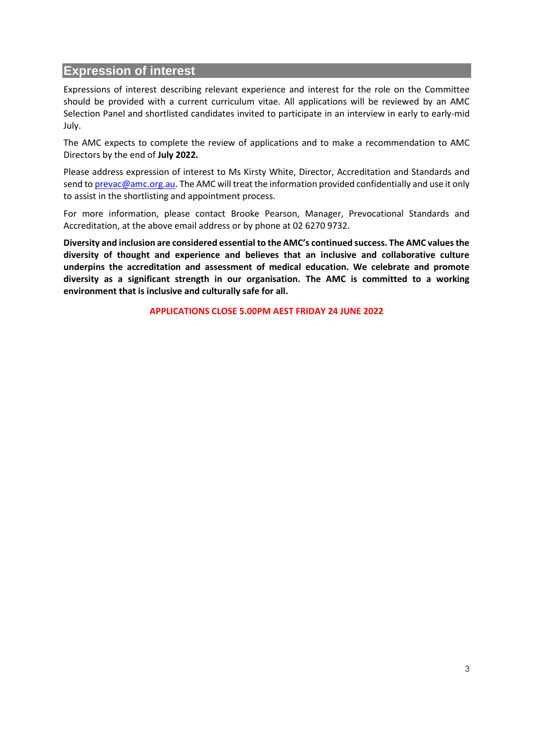## Expression of interest

Expressions of interest describing relevant experience and interest for the role on the Committee should be provided with a current curriculum vitae. All applications will be reviewed by an AMC Selection Panel and shortlisted candidates invited to participate in an interview in early to early-mid July.

The AMC expects to complete the review of applications and to make a recommendation to AMC Directors by the end of **July 2022.**

Please address expression of interest to Ms Kirsty White, Director, Accreditation and Standards and send to prevac@amc.org.au. The AMC will treat the information provided confidentially and use it only to assist in the shortlisting and appointment process.

For more information, please contact Brooke Pearson, Manager, Prevocational Standards and Accreditation, at the above email address or by phone at 02 6270 9732.

**Diversity and inclusion are considered essential to the AMC's continued success. The AMC values the diversity of thought and experience and believes that an inclusive and collaborative culture underpins the accreditation and assessment of medical education. We celebrate and promote diversity as a significant strength in our organisation. The AMC is committed to a working environment that is inclusive and culturally safe for all.**

**APPLICATIONS CLOSE 5.00PM AEST FRIDAY 24 JUNE 2022**